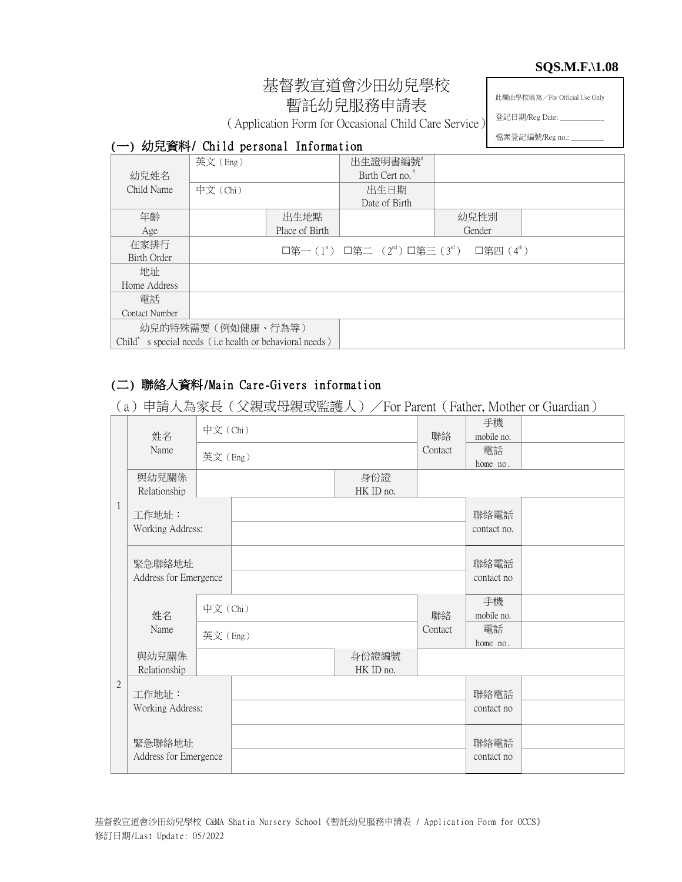**SQS.M.F.\1.08**

# 基督教宣道會沙田幼兒學校
# 暫託幼兒服務申請表

（Application Form for Occasional Child Care Service）

| 此欄由學校填寫／For Official Use Only |
|---|
| 登記日期/Reg Date: ___________ |
| 檔案登記編號/Reg no.: ________ |

## (一) 幼兒資料/ Child personal Information

| | | | | | |
|---|---|---|---|---|---|
| 幼兒姓名 Child Name | 英文（Eng） | | 出生證明書編號[#] Birth Cert no.[#] | | |
| | 中文（Chi） | | 出生日期 Date of Birth | | |
| 年齡 Age | | 出生地點 Place of Birth | | 幼兒性別 Gender | |
| 在家排行 Birth Order | □第一（1st） □第二 （2nd）□第三（3rd） □第四（4th） | | | | |
| 地址 Home Address | | | | | |
| 電話 Contact Number | | | | | |
| 幼兒的特殊需要（例如健康、行為等） Child's special needs（i.e health or behavioral needs） | | | | | |

## (二) 聯絡人資料/Main Care-Givers information

（a）申請人為家長（父親或母親或監護人）／For Parent（Father, Mother or Guardian）

| | | | | | | |
|---|---|---|---|---|---|---|
| 1 | 姓名 Name | 中文（Chi） | | 聯絡 Contact | 手機 mobile no. | |
| | | 英文（Eng） | | | 電話 home no. | |
| | 與幼兒關係 Relationship | | 身份證 HK ID no. | | | |
| | 工作地址： Working Address: | | | | 聯絡電話 contact no. | |
| | 緊急聯絡地址 Address for Emergence | | | | 聯絡電話 contact no | |
| 2 | 姓名 Name | 中文（Chi） | | 聯絡 Contact | 手機 mobile no. | |
| | | 英文（Eng） | | | 電話 home no. | |
| | 與幼兒關係 Relationship | | 身份證編號 HK ID no. | | | |
| | 工作地址： Working Address: | | | | 聯絡電話 contact no | |
| | 緊急聯絡地址 Address for Emergence | | | | 聯絡電話 contact no | |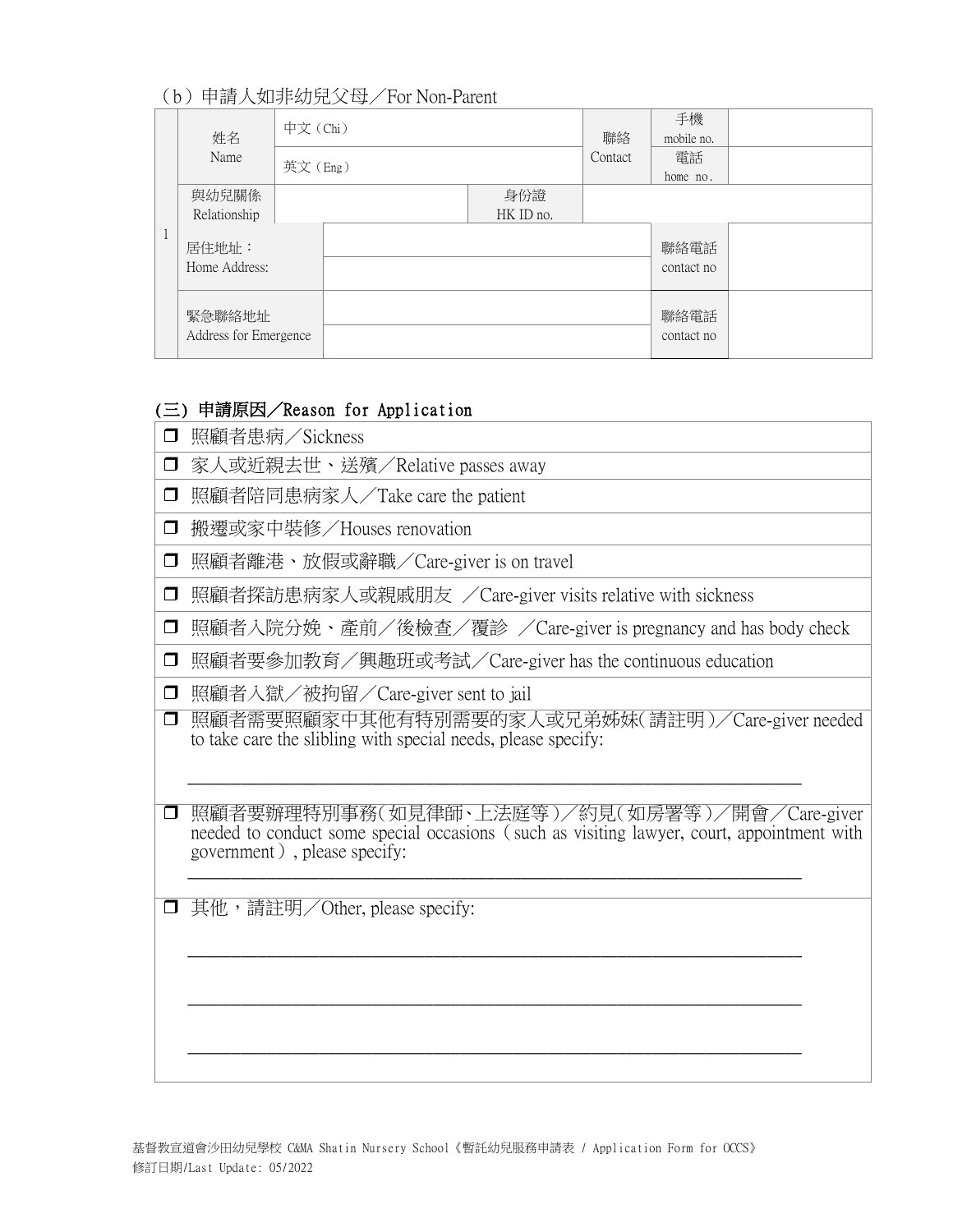（b）申請人如非幼兒父母／For Non-Parent

| | | | | | | | |
|---|---|---|---|---|---|---|---|
| 1 | 姓名 Name | 中文（Chi） | | | 聯絡 Contact | 手機 mobile no. | |
| | | 英文（Eng） | | | | 電話 home no. | |
| | 與幼兒關係 Relationship | | 身份證 HK ID no. | | | | |
| | 居住地址： Home Address: | | | | | 聯絡電話 contact no | |
| | | | | | | | |
| | 緊急聯絡地址 Address for Emergence | | | | | 聯絡電話 contact no | |
| | | | | | | | |

## (三) 申請原因／Reason for Application

- ☐ 照顧者患病／Sickness
- ☐ 家人或近親去世、送殯／Relative passes away
- ☐ 照顧者陪同患病家人／Take care the patient
- ☐ 搬遷或家中裝修／Houses renovation
- ☐ 照顧者離港、放假或辭職／Care-giver is on travel
- ☐ 照顧者探訪患病家人或親戚朋友 ／Care-giver visits relative with sickness
- ☐ 照顧者入院分娩、產前／後檢查／覆診 ／Care-giver is pregnancy and has body check
- ☐ 照顧者要參加教育／興趣班或考試／Care-giver has the continuous education
- ☐ 照顧者入獄／被拘留／Care-giver sent to jail
- ☐ 照顧者需要照顧家中其他有特別需要的家人或兄弟姊妹(請註明)／Care-giver needed to take care the slibling with special needs, please specify:

  ____________________________________________________________

- ☐ 照顧者要辦理特別事務(如見律師、上法庭等)／約見(如房署等)／開會／Care-giver needed to conduct some special occasions (such as visiting lawyer, court, appointment with government), please specify:

  ____________________________________________________________

- ☐ 其他，請註明／Other, please specify:

  ____________________________________________________________

  ____________________________________________________________

  ____________________________________________________________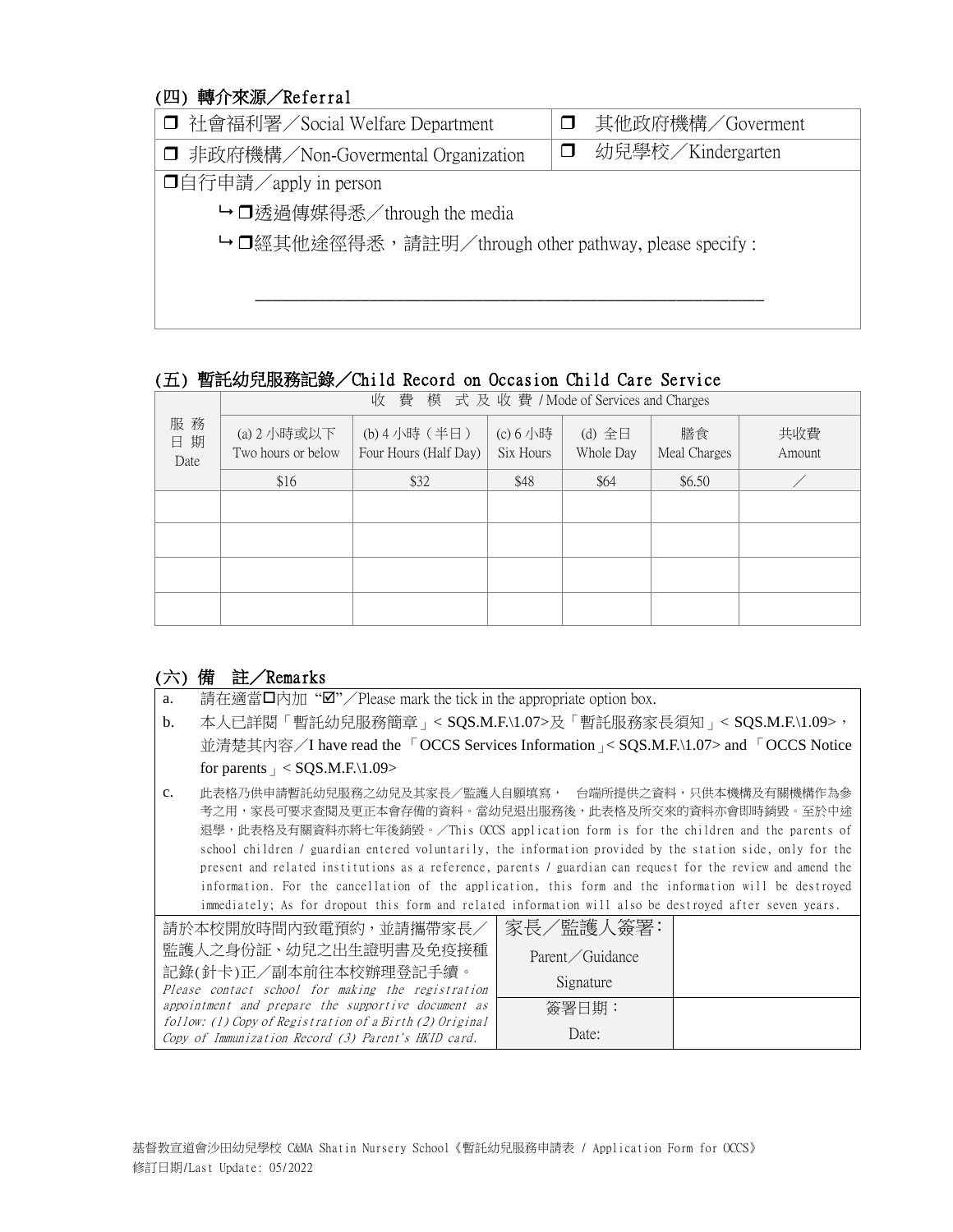## (四) 轉介來源／Referral

| | |
|---|---|
| ❒ 社會福利署／Social Welfare Department | ❒ 其他政府機構／Goverment |
| ❒ 非政府機構／Non-Govermental Organization | ❒ 幼兒學校／Kindergarten |

❒自行申請／apply in person

↳ ❒透過傳媒得悉／through the media

↳ ❒經其他途徑得悉，請註明／through other pathway, please specify :

\_\_\_\_\_\_\_\_\_\_\_\_\_\_\_\_\_\_\_\_\_\_\_\_\_\_\_\_\_\_\_\_\_\_\_\_\_\_\_\_\_\_\_\_\_\_\_\_

## (五) 暫託幼兒服務記錄／Child Record on Occasion Child Care Service

| 服務日期 Date | 收 費 模 式 及 收 費 / Mode of Services and Charges | | | | | |
|---|---|---|---|---|---|---|
| | (a) 2 小時或以下 Two hours or below | (b) 4 小時（半日） Four Hours (Half Day) | (c) 6 小時 Six Hours | (d) 全日 Whole Day | 膳食 Meal Charges | 共收費 Amount |
| | $16 | $32 | $48 | $64 | $6.50 | ／ |
| | | | | | | |
| | | | | | | |
| | | | | | | |
| | | | | | | |

## (六) 備 註／Remarks

a. 請在適當☐內加 "☑"／Please mark the tick in the appropriate option box.

b. 本人已詳閱「暫託幼兒服務簡章」< SQS.M.F.\1.07>及「暫託服務家長須知」< SQS.M.F.\1.09>，並清楚其內容／I have read the 「OCCS Services Information」< SQS.M.F.\1.07> and 「OCCS Notice for parents」< SQS.M.F.\1.09>

c. 此表格乃供申請暫託幼兒服務之幼兒及其家長／監護人自願填寫， 台端所提供之資料，只供本機構及有關機構作為參考之用，家長可要求查閱及更正本會存備的資料。當幼兒退出服務後，此表格及所交來的資料亦會即時銷毀。至於中途退學，此表格及有關資料亦將七年後銷毀。／This OCCS application form is for the children and the parents of school children / guardian entered voluntarily, the information provided by the station side, only for the present and related institutions as a reference, parents / guardian can request for the review and amend the information. For the cancellation of the application, this form and the information will be destroyed immediately; As for dropout this form and related information will also be destroyed after seven years.

| | | |
|---|---|---|
| 請於本校開放時間內致電預約，並請攜帶家長／監護人之身份証、幼兒之出生證明書及免疫接種記錄(針卡)正／副本前往本校辦理登記手續。 *Please contact school for making the registration appointment and prepare the supportive document as follow: (1) Copy of Registration of a Birth (2) Original Copy of Immunization Record (3) Parent's HKID card.* | 家長／監護人簽署: Parent／Guidance Signature | |
| | 簽署日期： Date: | |

基督教宣道會沙田幼兒學校 C&MA Shatin Nursery School《暫託幼兒服務申請表 / Application Form for OCCS》
修訂日期/Last Update: 05/2022